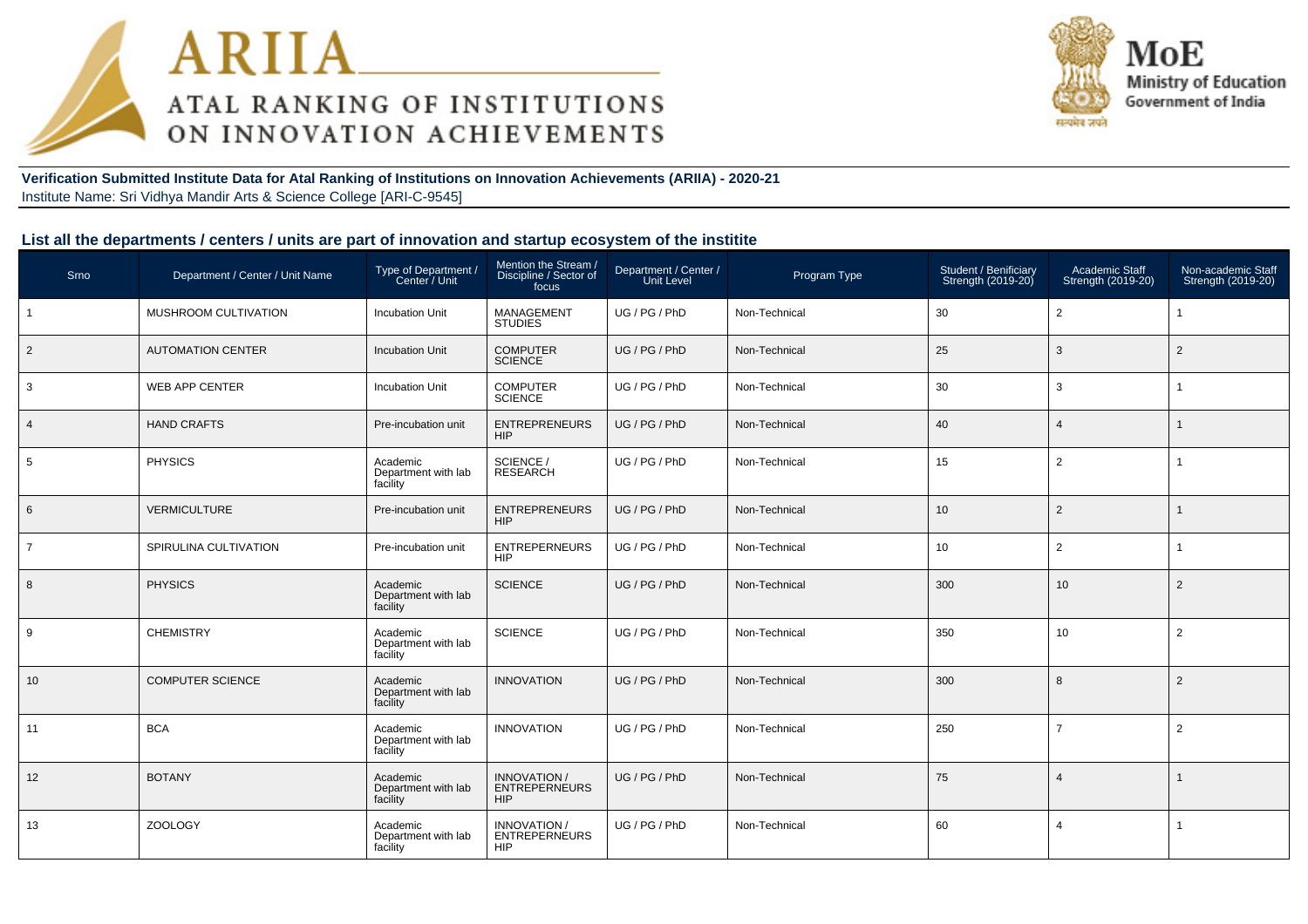# ARIIA

ATAL RANKING OF INSTITUTIONS ON INNOVATION ACHIEVEMENTS

MoE
Ministry of Education
Government of India

**Verification Submitted Institute Data for Atal Ranking of Institutions on Innovation Achievements (ARIIA) - 2020-21**
Institute Name: Sri Vidhya Mandir Arts & Science College [ARI-C-9545]

## List all the departments / centers / units are part of innovation and startup ecosystem of the institite

| Srno | Department / Center / Unit Name | Type of Department / Center / Unit | Mention the Stream / Discipline / Sector of focus | Department / Center / Unit Level | Program Type | Student / Benificiary Strength (2019-20) | Academic Staff Strength (2019-20) | Non-academic Staff Strength (2019-20) |
|---|---|---|---|---|---|---|---|---|
| 1 | MUSHROOM CULTIVATION | Incubation Unit | MANAGEMENT STUDIES | UG / PG / PhD | Non-Technical | 30 | 2 | 1 |
| 2 | AUTOMATION CENTER | Incubation Unit | COMPUTER SCIENCE | UG / PG / PhD | Non-Technical | 25 | 3 | 2 |
| 3 | WEB APP CENTER | Incubation Unit | COMPUTER SCIENCE | UG / PG / PhD | Non-Technical | 30 | 3 | 1 |
| 4 | HAND CRAFTS | Pre-incubation unit | ENTREPRENEURSHIP | UG / PG / PhD | Non-Technical | 40 | 4 | 1 |
| 5 | PHYSICS | Academic Department with lab facility | SCIENCE / RESEARCH | UG / PG / PhD | Non-Technical | 15 | 2 | 1 |
| 6 | VERMICULTURE | Pre-incubation unit | ENTREPRENEURSHIP | UG / PG / PhD | Non-Technical | 10 | 2 | 1 |
| 7 | SPIRULINA CULTIVATION | Pre-incubation unit | ENTREPERNEURSHIP | UG / PG / PhD | Non-Technical | 10 | 2 | 1 |
| 8 | PHYSICS | Academic Department with lab facility | SCIENCE | UG / PG / PhD | Non-Technical | 300 | 10 | 2 |
| 9 | CHEMISTRY | Academic Department with lab facility | SCIENCE | UG / PG / PhD | Non-Technical | 350 | 10 | 2 |
| 10 | COMPUTER SCIENCE | Academic Department with lab facility | INNOVATION | UG / PG / PhD | Non-Technical | 300 | 8 | 2 |
| 11 | BCA | Academic Department with lab facility | INNOVATION | UG / PG / PhD | Non-Technical | 250 | 7 | 2 |
| 12 | BOTANY | Academic Department with lab facility | INNOVATION / ENTREPERNEURSHIP | UG / PG / PhD | Non-Technical | 75 | 4 | 1 |
| 13 | ZOOLOGY | Academic Department with lab facility | INNOVATION / ENTREPERNEURSHIP | UG / PG / PhD | Non-Technical | 60 | 4 | 1 |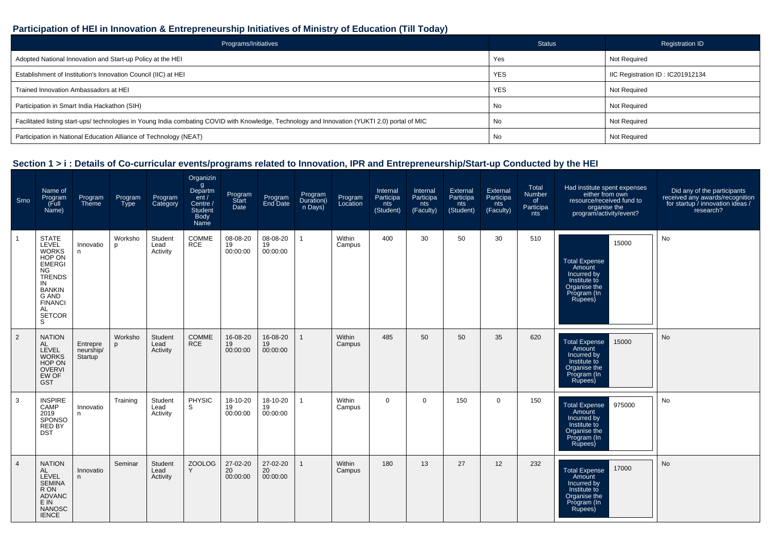## Participation of HEI in Innovation & Entrepreneurship Initiatives of Ministry of Education (Till Today)

| Programs/Initiatives | Status | Registration ID |
|---|---|---|
| Adopted National Innovation and Start-up Policy at the HEI | Yes | Not Required |
| Establishment of Institution's Innovation Council (IIC) at HEI | YES | IIC Registration ID : IC201912134 |
| Trained Innovation Ambassadors at HEI | YES | Not Required |
| Participation in Smart India Hackathon (SIH) | No | Not Required |
| Facilitated listing start-ups/ technologies in Young India combating COVID with Knowledge, Technology and Innovation (YUKTI 2.0) portal of MIC | No | Not Required |
| Participation in National Education Alliance of Technology (NEAT) | No | Not Required |

## Section 1 > i : Details of Co-curricular events/programs related to Innovation, IPR and Entrepreneurship/Start-up Conducted by the HEI

| Srno | Name of Program (Full Name) | Program Theme | Program Type | Program Category | Organizing Department / Centre / Student Body Name | Program Start Date | Program End Date | Program Duration(in Days) | Program Location | Internal Participants (Student) | Internal Participants (Faculty) | External Participants (Student) | External Participants (Faculty) | Total Number of Participants | Had institute spent expenses either from own resource/received fund to organise the program/activity/event? | Did any of the participants received any awards/recognition for startup / innovation ideas / research? |
|---|---|---|---|---|---|---|---|---|---|---|---|---|---|---|---|---|
| 1 | STATE LEVEL WORKSHOP ON EMERGING TRENDS IN BANKING AND FINANCIAL SETCORS | Innovation | Workshop | Student Lead Activity | COMMERCE | 08-08-2019 00:00:00 | 08-08-2019 00:00:00 | 1 | Within Campus | 400 | 30 | 50 | 30 | 510 | Total Expense Amount Incurred by Institute to Organise the Program (In Rupees): 15000 | No |
| 2 | NATIONAL LEVEL WORKSHOP ON OVERVIEW OF GST | Entrepreneurship/Startup | Workshop | Student Lead Activity | COMMERCE | 16-08-2019 00:00:00 | 16-08-2019 00:00:00 | 1 | Within Campus | 485 | 50 | 50 | 35 | 620 | Total Expense Amount Incurred by Institute to Organise the Program (In Rupees): 15000 | No |
| 3 | INSPIRE CAMP 2019 SPONSORED BY DST | Innovation | Training | Student Lead Activity | PHYSICS | 18-10-2019 00:00:00 | 18-10-2019 00:00:00 | 1 | Within Campus | 0 | 0 | 150 | 0 | 150 | Total Expense Amount Incurred by Institute to Organise the Program (In Rupees): 975000 | No |
| 4 | NATIONAL LEVEL SEMINAR ON ADVANCE IN NANOSCIENCE | Innovation | Seminar | Student Lead Activity | ZOOLOGY | 27-02-2020 00:00:00 | 27-02-2020 00:00:00 | 1 | Within Campus | 180 | 13 | 27 | 12 | 232 | Total Expense Amount Incurred by Institute to Organise the Program (In Rupees): 17000 | No |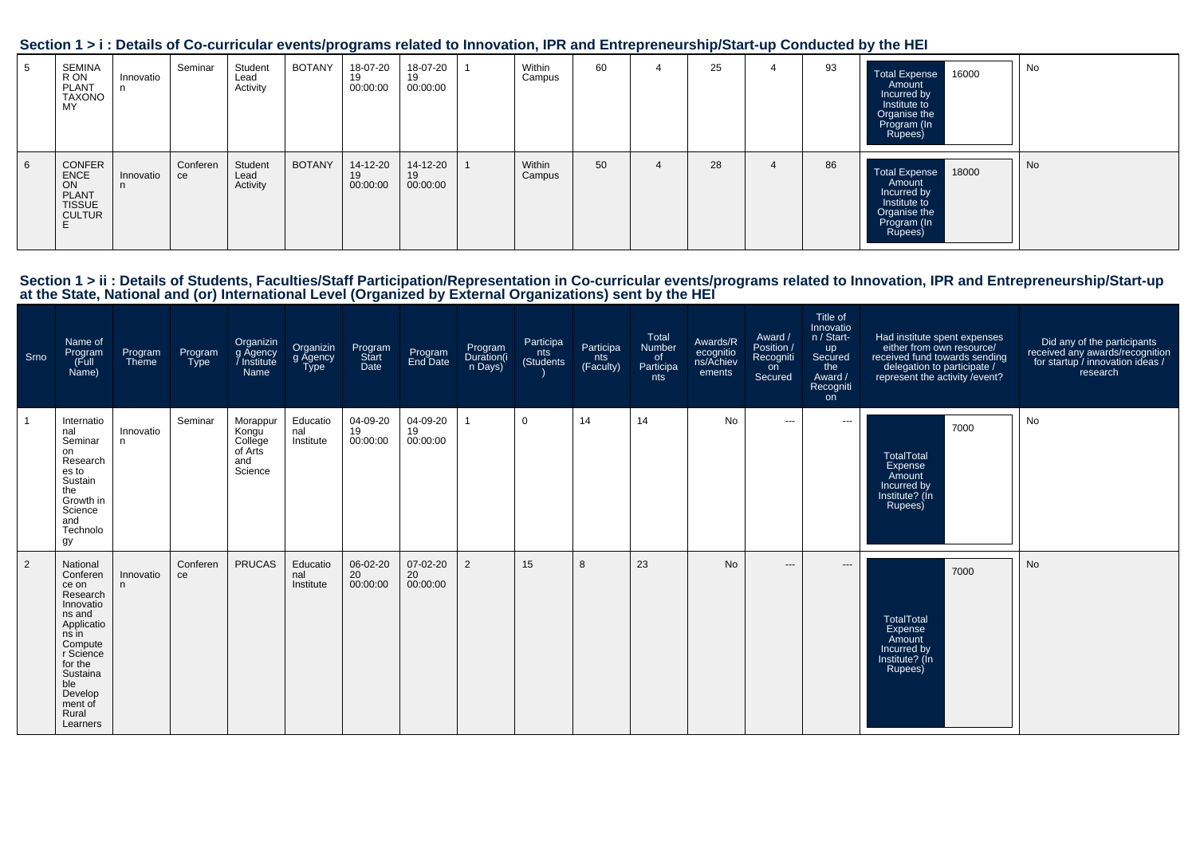## Section 1 > i : Details of Co-curricular events/programs related to Innovation, IPR and Entrepreneurship/Start-up Conducted by the HEI

| | | | | | | | | | | | | | | | | |
|---|---|---|---|---|---|---|---|---|---|---|---|---|---|---|---|---|
| 5 | SEMINAR ON PLANT TAXONOMY | Innovation | Seminar | Student Lead Activity | BOTANY | 18-07-2019 00:00:00 | 18-07-2019 00:00:00 | 1 | Within Campus | 60 | 4 | 25 | 4 | 93 | Total Expense Amount Incurred by Institute to Organise the Program (In Rupees) 16000 | No |
| 6 | CONFERENCE ON PLANT TISSUE CULTURE | Innovation | Conference | Student Lead Activity | BOTANY | 14-12-2019 00:00:00 | 14-12-2019 00:00:00 | 1 | Within Campus | 50 | 4 | 28 | 4 | 86 | Total Expense Amount Incurred by Institute to Organise the Program (In Rupees) 18000 | No |

## Section 1 > ii : Details of Students, Faculties/Staff Participation/Representation in Co-curricular events/programs related to Innovation, IPR and Entrepreneurship/Start-up at the State, National and (or) International Level (Organized by External Organizations) sent by the HEI

| Srno | Name of Program (Full Name) | Program Theme | Program Type | Organizing Agency / Institute Name | Organizing Agency Type | Program Start Date | Program End Date | Program Duration(in Days) | Participants (Students) | Participants (Faculty) | Total Number of Participants | Awards/Recognitions/Achievements | Award / Position / Recognition Secured | Title of Innovation / Start-up Secured the Award / Recognition | Had institute spent expenses either from own resource/ received fund towards sending delegation to participate / represent the activity /event? | Did any of the participants received any awards/recognition for startup / innovation ideas / research |
|---|---|---|---|---|---|---|---|---|---|---|---|---|---|---|---|---|
| 1 | International Seminar on Researches to Sustain the Growth in Science and Technology | Innovation | Seminar | Morappur Kongu College of Arts and Science | Educational Institute | 04-09-2019 00:00:00 | 04-09-2019 00:00:00 | 1 | 0 | 14 | 14 | No | --- | --- | TotalTotal Expense Amount Incurred by Institute? (In Rupees) 7000 | No |
| 2 | National Conference on Research Innovations and Applications in Computer Science for the Sustainable Development of Rural Learners | Innovation | Conference | PRUCAS | Educational Institute | 06-02-2020 00:00:00 | 07-02-2020 00:00:00 | 2 | 15 | 8 | 23 | No | --- | --- | TotalTotal Expense Amount Incurred by Institute? (In Rupees) 7000 | No |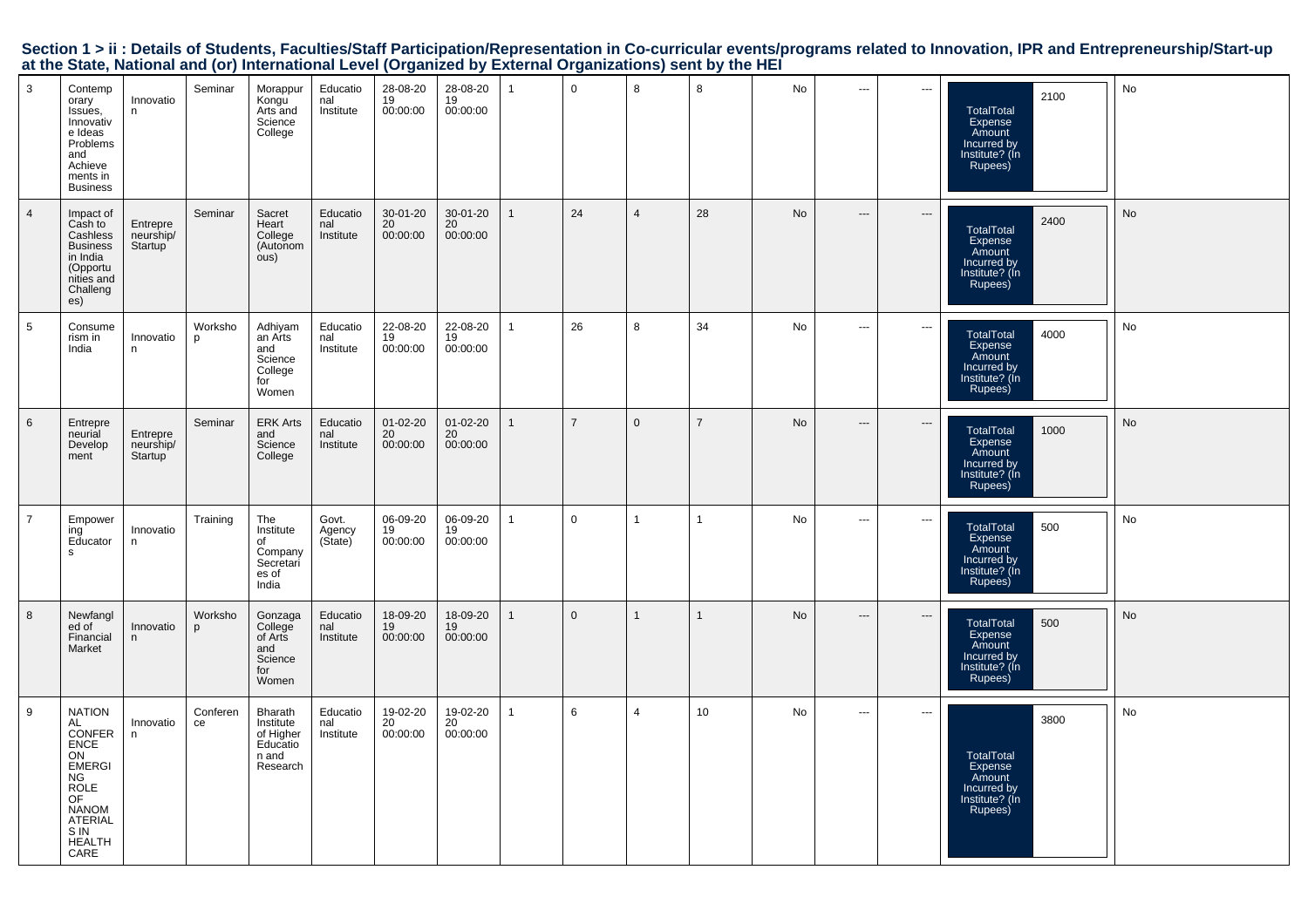## Section 1 > ii : Details of Students, Faculties/Staff Participation/Representation in Co-curricular events/programs related to Innovation, IPR and Entrepreneurship/Start-up at the State, National and (or) International Level (Organized by External Organizations) sent by the HEI

| | | | | | | | | | | | | | | | | |
|---|---|---|---|---|---|---|---|---|---|---|---|---|---|---|---|---|
| 3 | Contemporary Issues, Innovative Ideas Problems and Achievements in Business | Innovation | Seminar | Morappur Kongu Arts and Science College | Educational Institute | 28-08-2019 00:00:00 | 28-08-2019 00:00:00 | 1 | 0 | 8 | 8 | No | --- | --- | TotalTotal Expense Amount Incurred by Institute? (In Rupees) 2100 | No |
| 4 | Impact of Cash to Cashless Business in India (Opportunities and Challenges) | Entrepreneurship/ Startup | Seminar | Sacret Heart College (Autonomous) | Educational Institute | 30-01-2020 00:00:00 | 30-01-2020 00:00:00 | 1 | 24 | 4 | 28 | No | --- | --- | TotalTotal Expense Amount Incurred by Institute? (In Rupees) 2400 | No |
| 5 | Consumerism in India | Innovation | Workshop | Adhiyaman Arts and Science College for Women | Educational Institute | 22-08-2019 00:00:00 | 22-08-2019 00:00:00 | 1 | 26 | 8 | 34 | No | --- | --- | TotalTotal Expense Amount Incurred by Institute? (In Rupees) 4000 | No |
| 6 | Entrepreneurial Development | Entrepreneurship/ Startup | Seminar | ERK Arts and Science College | Educational Institute | 01-02-2020 00:00:00 | 01-02-2020 00:00:00 | 1 | 7 | 0 | 7 | No | --- | --- | TotalTotal Expense Amount Incurred by Institute? (In Rupees) 1000 | No |
| 7 | Empowering Educators | Innovation | Training | The Institute of Company Secretaries of India | Govt. Agency (State) | 06-09-2019 00:00:00 | 06-09-2019 00:00:00 | 1 | 0 | 1 | 1 | No | --- | --- | TotalTotal Expense Amount Incurred by Institute? (In Rupees) 500 | No |
| 8 | Newfangled of Financial Market | Innovation | Workshop | Gonzaga College of Arts and Science for Women | Educational Institute | 18-09-2019 00:00:00 | 18-09-2019 00:00:00 | 1 | 0 | 1 | 1 | No | --- | --- | TotalTotal Expense Amount Incurred by Institute? (In Rupees) 500 | No |
| 9 | NATIONAL CONFERENCE ON EMERGING ROLE OF NANOMATERIALS IN HEALTH CARE | Innovation | Conference | Bharath Institute of Higher Education and Research | Educational Institute | 19-02-2020 00:00:00 | 19-02-2020 00:00:00 | 1 | 6 | 4 | 10 | No | --- | --- | TotalTotal Expense Amount Incurred by Institute? (In Rupees) 3800 | No |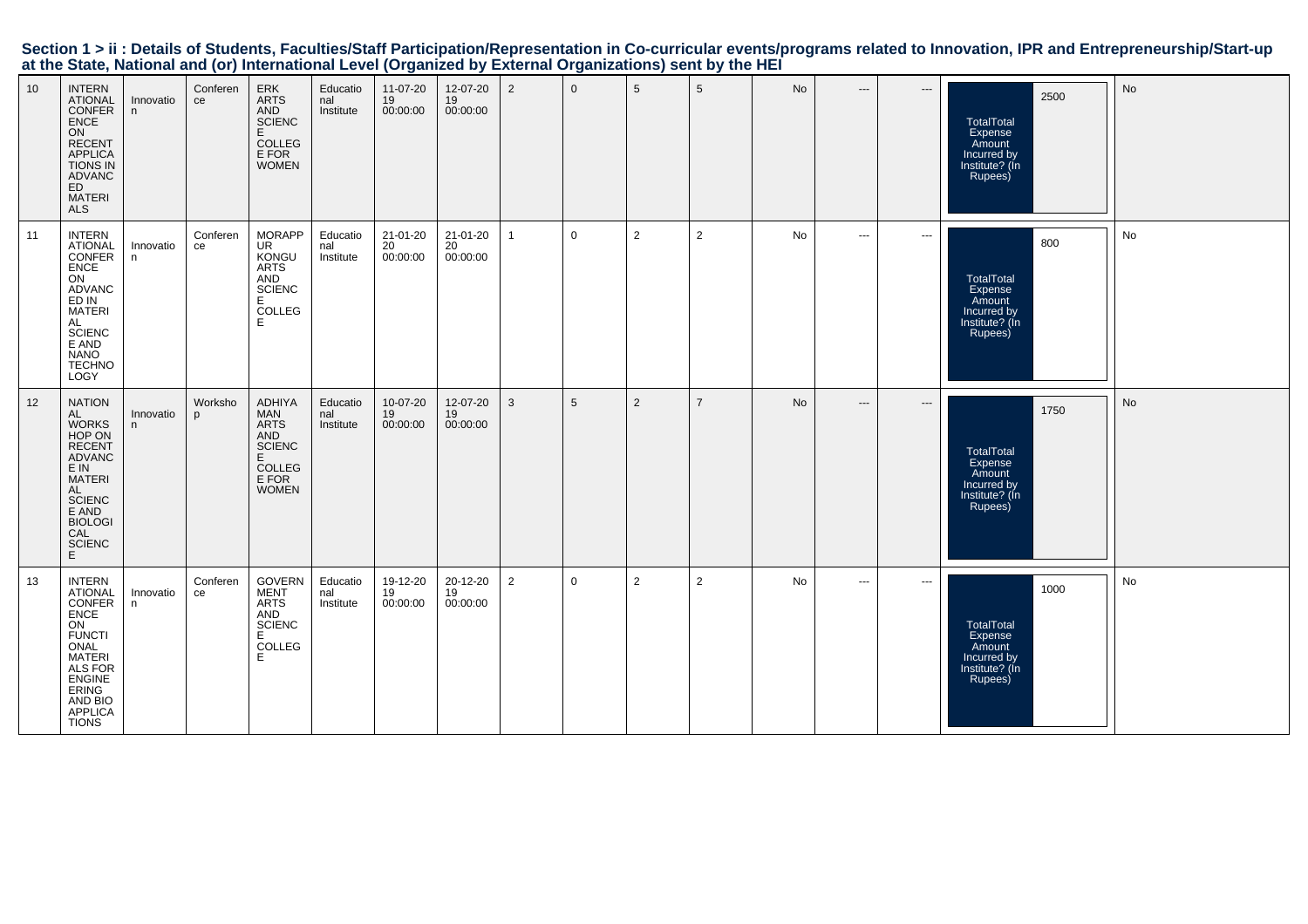## Section 1 > ii : Details of Students, Faculties/Staff Participation/Representation in Co-curricular events/programs related to Innovation, IPR and Entrepreneurship/Start-up at the State, National and (or) International Level (Organized by External Organizations) sent by the HEI

| | | | | | | | | | | | | | | | | |
|---|---|---|---|---|---|---|---|---|---|---|---|---|---|---|---|---|
| 10 | INTERNATIONAL CONFERENCE ON RECENT APPLICATIONS IN ADVANCED MATERIALS | Innovation | Conference | ERK ARTS AND SCIENCE COLLEGE FOR WOMEN | Educational Institute | 11-07-2019 00:00:00 | 12-07-2019 00:00:00 | 2 | 0 | 5 | 5 | No | --- | --- | TotalTotal Expense Amount Incurred by Institute? (In Rupees) 2500 | No |
| 11 | INTERNATIONAL CONFERENCE ON ADVANCED IN MATERIAL SCIENCE AND NANO TECHNOLOGY | Innovation | Conference | MORAPPUR KONGU ARTS AND SCIENCE COLLEGE | Educational Institute | 21-01-2020 00:00:00 | 21-01-2020 00:00:00 | 1 | 0 | 2 | 2 | No | --- | --- | TotalTotal Expense Amount Incurred by Institute? (In Rupees) 800 | No |
| 12 | NATIONAL WORKSHOP ON RECENT ADVANCE IN MATERIAL SCIENCE AND BIOLOGICAL SCIENCE | Innovation | Workshop | ADHIYAMAN ARTS AND SCIENCE COLLEGE FOR WOMEN | Educational Institute | 10-07-2019 00:00:00 | 12-07-2019 00:00:00 | 3 | 5 | 2 | 7 | No | --- | --- | TotalTotal Expense Amount Incurred by Institute? (In Rupees) 1750 | No |
| 13 | INTERNATIONAL CONFERENCE ON FUNCTIONAL MATERIALS FOR ENGINEERING AND BIO APPLICATIONS | Innovation | Conference | GOVERNMENT ARTS AND SCIENCE COLLEGE | Educational Institute | 19-12-2019 00:00:00 | 20-12-2019 00:00:00 | 2 | 0 | 2 | 2 | No | --- | --- | TotalTotal Expense Amount Incurred by Institute? (In Rupees) 1000 | No |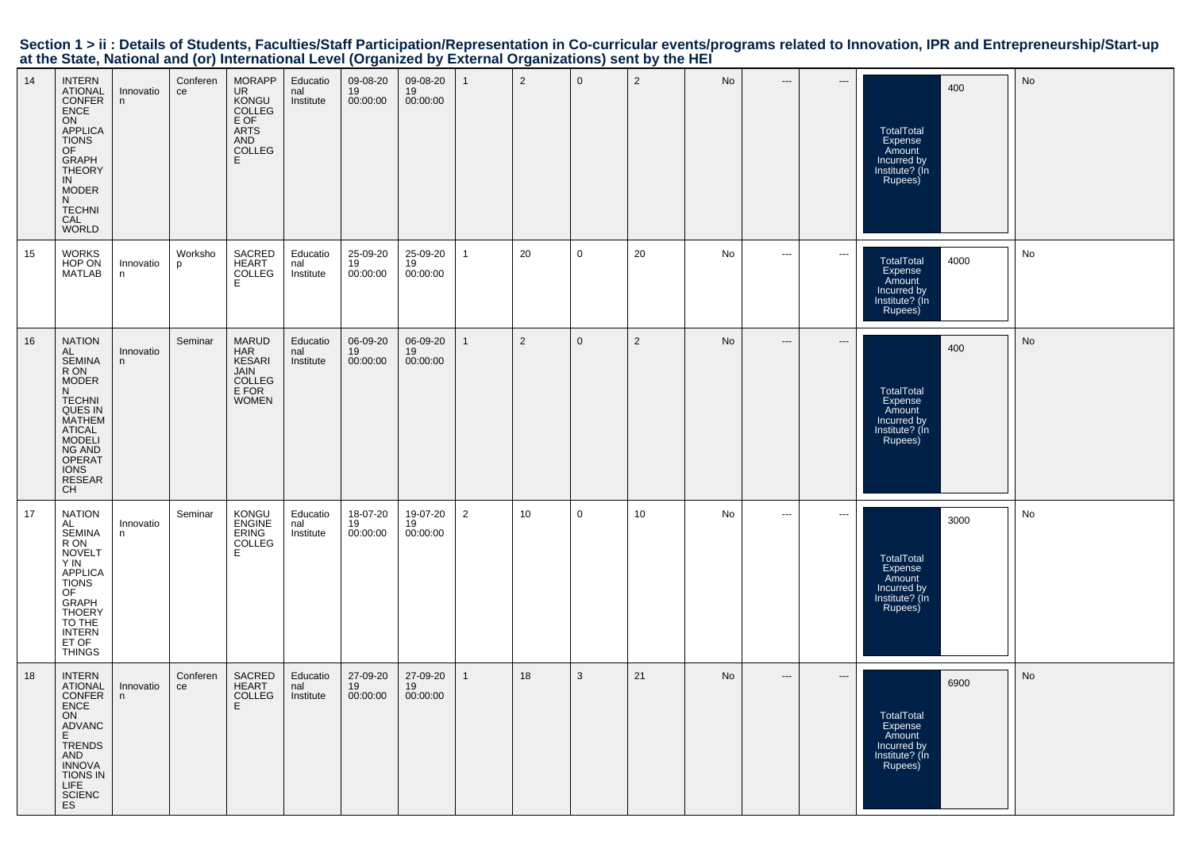**Section 1 > ii : Details of Students, Faculties/Staff Participation/Representation in Co-curricular events/programs related to Innovation, IPR and Entrepreneurship/Start-up at the State, National and (or) International Level (Organized by External Organizations) sent by the HEI**

| | | | | | | | | | | | | | | | | |
|---|---|---|---|---|---|---|---|---|---|---|---|---|---|---|---|---|
| 14 | INTERNATIONAL CONFERENCE ON APPLICATIONS OF GRAPH THEORY IN MODERN TECHNICAL WORLD | Innovation | Conference | MORAPPUR KONGU COLLEGE OF ARTS AND COLLEGE | Educational Institute | 09-08-2019 00:00:00 | 09-08-2019 00:00:00 | 1 | 2 | 0 | 2 | No | --- | --- | TotalTotal Expense Amount Incurred by Institute? (In Rupees) 400 | No |
| 15 | WORKSHOP ON MATLAB | Innovation | Workshop | SACRED HEART COLLEGE | Educational Institute | 25-09-2019 00:00:00 | 25-09-2019 00:00:00 | 1 | 20 | 0 | 20 | No | --- | --- | TotalTotal Expense Amount Incurred by Institute? (In Rupees) 4000 | No |
| 16 | NATIONAL SEMINAR ON MODERN TECHNIQUES IN MATHEMATICAL MODELING AND OPERATIONS RESEARCH | Innovation | Seminar | MARUDHAR KESARI JAIN COLLEGE FOR WOMEN | Educational Institute | 06-09-2019 00:00:00 | 06-09-2019 00:00:00 | 1 | 2 | 0 | 2 | No | --- | --- | TotalTotal Expense Amount Incurred by Institute? (In Rupees) 400 | No |
| 17 | NATIONAL SEMINAR ON NOVELTY IN APPLICATIONS OF GRAPH THOERY TO THE INTERNET OF THINGS | Innovation | Seminar | KONGU ENGINEERING COLLEGE | Educational Institute | 18-07-2019 00:00:00 | 19-07-2019 00:00:00 | 2 | 10 | 0 | 10 | No | --- | --- | TotalTotal Expense Amount Incurred by Institute? (In Rupees) 3000 | No |
| 18 | INTERNATIONAL CONFERENCE ON ADVANCE TRENDS AND INNOVATIONS IN LIFE SCIENCES | Innovation | Conference | SACRED HEART COLLEGE | Educational Institute | 27-09-2019 00:00:00 | 27-09-2019 00:00:00 | 1 | 18 | 3 | 21 | No | --- | --- | TotalTotal Expense Amount Incurred by Institute? (In Rupees) 6900 | No |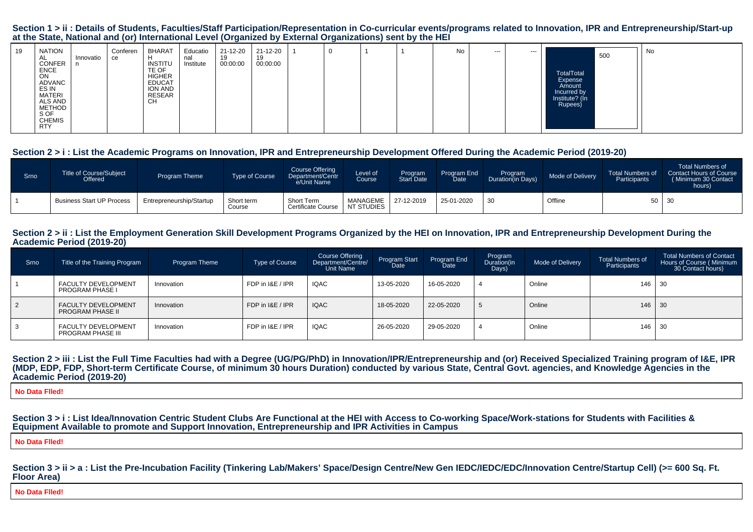## Section 1 > ii : Details of Students, Faculties/Staff Participation/Representation in Co-curricular events/programs related to Innovation, IPR and Entrepreneurship/Start-up at the State, National and (or) International Level (Organized by External Organizations) sent by the HEI

| | | | | | | | | | | | | | | | | |
|---|---|---|---|---|---|---|---|---|---|---|---|---|---|---|---|---|
| 19 | NATIONAL CONFERENCE ON ADVANCES IN MATERIALS AND METHODS OF CHEMISTRY | Innovation | Conference | BHARATH INSTITUTE OF HIGHER EDUCATION AND RESEARCH | Educational Institute | 21-12-2019 00:00:00 | 21-12-2019 00:00:00 | 1 | 0 | 1 | 1 | No | --- | --- | TotalTotal Expense Amount Incurred by Institute? (In Rupees) 500 | No |

## Section 2 > i : List the Academic Programs on Innovation, IPR and Entrepreneurship Development Offered During the Academic Period (2019-20)

| Srno | Title of Course/Subject Offered | Program Theme | Type of Course | Course Offering Department/Centre/Unit Name | Level of Course | Program Start Date | Program End Date | Program Duration(in Days) | Mode of Delivery | Total Numbers of Participants | Total Numbers of Contact Hours of Course ( Minimum 30 Contact hours) |
|---|---|---|---|---|---|---|---|---|---|---|---|
| 1 | Business Start UP Process | Entrepreneurship/Startup | Short term Course | Short Term Certificate Course | MANAGEMENT STUDIES | 27-12-2019 | 25-01-2020 | 30 | Offline | 50 | 30 |

## Section 2 > ii : List the Employment Generation Skill Development Programs Organized by the HEI on Innovation, IPR and Entrepreneurship Development During the Academic Period (2019-20)

| Srno | Title of the Training Program | Program Theme | Type of Course | Course Offering Department/Centre/Unit Name | Program Start Date | Program End Date | Program Duration(in Days) | Mode of Delivery | Total Numbers of Participants | Total Numbers of Contact Hours of Course ( Minimum 30 Contact hours) |
|---|---|---|---|---|---|---|---|---|---|---|
| 1 | FACULTY DEVELOPMENT PROGRAM PHASE I | Innovation | FDP in I&E / IPR | IQAC | 13-05-2020 | 16-05-2020 | 4 | Online | 146 | 30 |
| 2 | FACULTY DEVELOPMENT PROGRAM PHASE II | Innovation | FDP in I&E / IPR | IQAC | 18-05-2020 | 22-05-2020 | 5 | Online | 146 | 30 |
| 3 | FACULTY DEVELOPMENT PROGRAM PHASE III | Innovation | FDP in I&E / IPR | IQAC | 26-05-2020 | 29-05-2020 | 4 | Online | 146 | 30 |

## Section 2 > iii : List the Full Time Faculties had with a Degree (UG/PG/PhD) in Innovation/IPR/Entrepreneurship and (or) Received Specialized Training program of I&E, IPR (MDP, EDP, FDP, Short-term Certificate Course, of minimum 30 hours Duration) conducted by various State, Central Govt. agencies, and Knowledge Agencies in the Academic Period (2019-20)

**No Data Flled!**

## Section 3 > i : List Idea/Innovation Centric Student Clubs Are Functional at the HEI with Access to Co-working Space/Work-stations for Students with Facilities & Equipment Available to promote and Support Innovation, Entrepreneurship and IPR Activities in Campus

**No Data Flled!**

## Section 3 > ii > a : List the Pre-Incubation Facility (Tinkering Lab/Makers' Space/Design Centre/New Gen IEDC/IEDC/EDC/Innovation Centre/Startup Cell) (>= 600 Sq. Ft. Floor Area)

**No Data Flled!**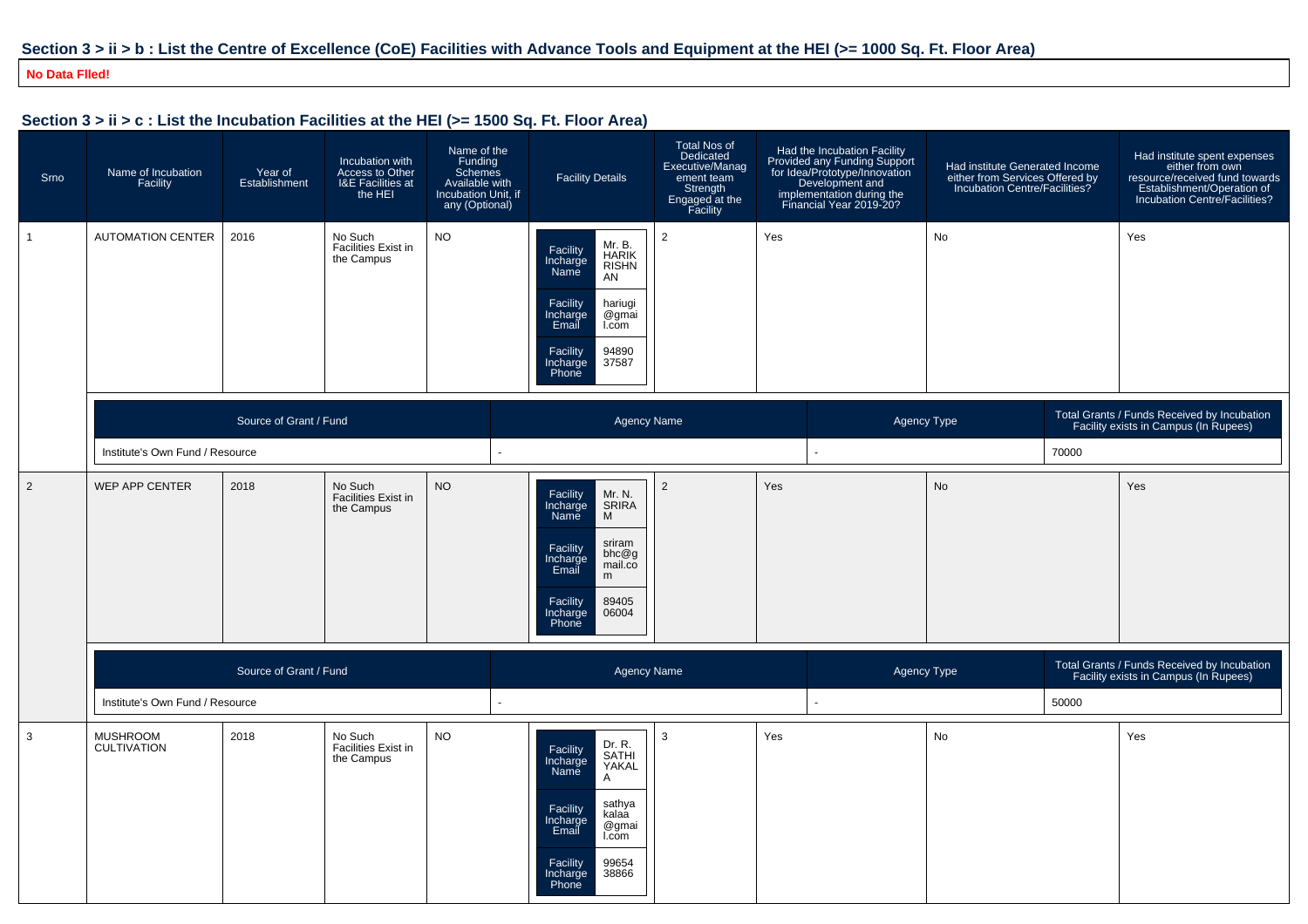## Section 3 > ii > b : List the Centre of Excellence (CoE) Facilities with Advance Tools and Equipment at the HEI (>= 1000 Sq. Ft. Floor Area)

**No Data Flled!**

## Section 3 > ii > c : List the Incubation Facilities at the HEI (>= 1500 Sq. Ft. Floor Area)

| Srno | Name of Incubation Facility | Year of Establishment | Incubation with Access to Other I&E Facilities at the HEI | Name of the Funding Schemes Available with Incubation Unit, if any (Optional) | Facility Details | Total Nos of Dedicated Executive/Management team Strength Engaged at the Facility | Had the Incubation Facility Provided any Funding Support for Idea/Prototype/Innovation Development and implementation during the Financial Year 2019-20? | Had institute Generated Income either from Services Offered by Incubation Centre/Facilities? | Had institute spent expenses either from own resource/received fund towards Establishment/Operation of Incubation Centre/Facilities? |
|---|---|---|---|---|---|---|---|---|---|
| 1 | AUTOMATION CENTER | 2016 | No Such Facilities Exist in the Campus | NO | Facility Incharge Name: Mr. B. HARIKRISHNAN<br>Facility Incharge Email: hariugi@gmail.com<br>Facility Incharge Phone: 9489037587 | 2 | Yes | No | Yes |
| 2 | WEP APP CENTER | 2018 | No Such Facilities Exist in the Campus | NO | Facility Incharge Name: Mr. N. SRIRAM<br>Facility Incharge Email: srirambhc@gmail.com<br>Facility Incharge Phone: 8940506004 | 2 | Yes | No | Yes |
| 3 | MUSHROOM CULTIVATION | 2018 | No Such Facilities Exist in the Campus | NO | Facility Incharge Name: Dr. R. SATHIYAKALA<br>Facility Incharge Email: sathyakalaa@gmail.com<br>Facility Incharge Phone: 9965438866 | 3 | Yes | No | Yes |

**Srno 1 – AUTOMATION CENTER**

| Source of Grant / Fund | Agency Name | Agency Type | Total Grants / Funds Received by Incubation Facility exists in Campus (In Rupees) |
|---|---|---|---|
| Institute's Own Fund / Resource | - | - | 70000 |

**Srno 2 – WEP APP CENTER**

| Source of Grant / Fund | Agency Name | Agency Type | Total Grants / Funds Received by Incubation Facility exists in Campus (In Rupees) |
|---|---|---|---|
| Institute's Own Fund / Resource | - | - | 50000 |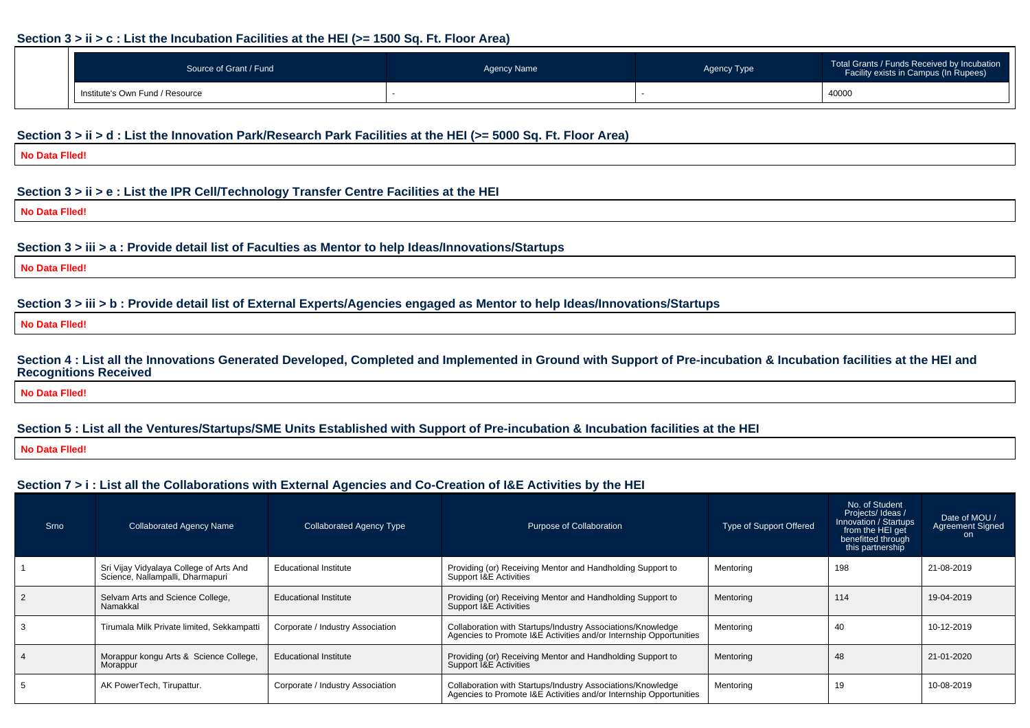### Section 3 > ii > c : List the Incubation Facilities at the HEI (>= 1500 Sq. Ft. Floor Area)

| Source of Grant / Fund | Agency Name | Agency Type | Total Grants / Funds Received by Incubation Facility exists in Campus (In Rupees) |
|---|---|---|---|
| Institute's Own Fund / Resource | - | - | 40000 |

### Section 3 > ii > d : List the Innovation Park/Research Park Facilities at the HEI (>= 5000 Sq. Ft. Floor Area)

**No Data FIled!**

### Section 3 > ii > e : List the IPR Cell/Technology Transfer Centre Facilities at the HEI

**No Data FIled!**

### Section 3 > iii > a : Provide detail list of Faculties as Mentor to help Ideas/Innovations/Startups

**No Data FIled!**

### Section 3 > iii > b : Provide detail list of External Experts/Agencies engaged as Mentor to help Ideas/Innovations/Startups

**No Data FIled!**

### Section 4 : List all the Innovations Generated Developed, Completed and Implemented in Ground with Support of Pre-incubation & Incubation facilities at the HEI and Recognitions Received

**No Data FIled!**

### Section 5 : List all the Ventures/Startups/SME Units Established with Support of Pre-incubation & Incubation facilities at the HEI

**No Data FIled!**

### Section 7 > i : List all the Collaborations with External Agencies and Co-Creation of I&E Activities by the HEI

| Srno | Collaborated Agency Name | Collaborated Agency Type | Purpose of Collaboration | Type of Support Offered | No. of Student Projects/ Ideas / Innovation / Startups from the HEI get benefitted through this partnership | Date of MOU / Agreement Signed on |
|---|---|---|---|---|---|---|
| 1 | Sri Vijay Vidyalaya College of Arts And Science, Nallampalli, Dharmapuri | Educational Institute | Providing (or) Receiving Mentor and Handholding Support to Support I&E Activities | Mentoring | 198 | 21-08-2019 |
| 2 | Selvam Arts and Science College, Namakkal | Educational Institute | Providing (or) Receiving Mentor and Handholding Support to Support I&E Activities | Mentoring | 114 | 19-04-2019 |
| 3 | Tirumala Milk Private limited, Sekkampatti | Corporate / Industry Association | Collaboration with Startups/Industry Associations/Knowledge Agencies to Promote I&E Activities and/or Internship Opportunities | Mentoring | 40 | 10-12-2019 |
| 4 | Morappur kongu Arts & Science College, Morappur | Educational Institute | Providing (or) Receiving Mentor and Handholding Support to Support I&E Activities | Mentoring | 48 | 21-01-2020 |
| 5 | AK PowerTech, Tirupattur. | Corporate / Industry Association | Collaboration with Startups/Industry Associations/Knowledge Agencies to Promote I&E Activities and/or Internship Opportunities | Mentoring | 19 | 10-08-2019 |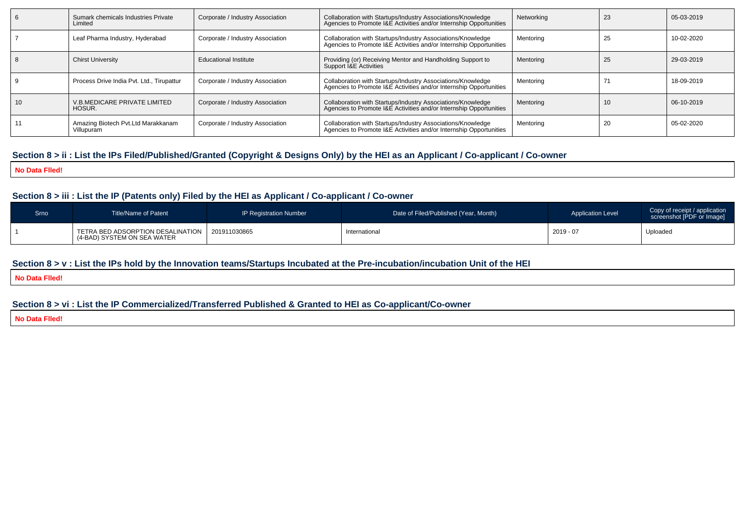| 6 | Sumark chemicals Industries Private Limited | Corporate / Industry Association | Collaboration with Startups/Industry Associations/Knowledge Agencies to Promote I&E Activities and/or Internship Opportunities | Networking | 23 | 05-03-2019 |
|---|---|---|---|---|---|---|
| 7 | Leaf Pharma Industry, Hyderabad | Corporate / Industry Association | Collaboration with Startups/Industry Associations/Knowledge Agencies to Promote I&E Activities and/or Internship Opportunities | Mentoring | 25 | 10-02-2020 |
| 8 | Chirst University | Educational Institute | Providing (or) Receiving Mentor and Handholding Support to Support I&E Activities | Mentoring | 25 | 29-03-2019 |
| 9 | Process Drive India Pvt. Ltd., Tirupattur | Corporate / Industry Association | Collaboration with Startups/Industry Associations/Knowledge Agencies to Promote I&E Activities and/or Internship Opportunities | Mentoring | 71 | 18-09-2019 |
| 10 | V.B.MEDICARE PRIVATE LIMITED HOSUR. | Corporate / Industry Association | Collaboration with Startups/Industry Associations/Knowledge Agencies to Promote I&E Activities and/or Internship Opportunities | Mentoring | 10 | 06-10-2019 |
| 11 | Amazing Biotech Pvt.Ltd Marakkanam Villupuram | Corporate / Industry Association | Collaboration with Startups/Industry Associations/Knowledge Agencies to Promote I&E Activities and/or Internship Opportunities | Mentoring | 20 | 05-02-2020 |

## Section 8 > ii : List the IPs Filed/Published/Granted (Copyright & Designs Only) by the HEI as an Applicant / Co-applicant / Co-owner

**No Data Flled!**

## Section 8 > iii : List the IP (Patents only) Filed by the HEI as Applicant / Co-applicant / Co-owner

| Srno | Title/Name of Patent | IP Registration Number | Date of Filed/Published (Year, Month) | Application Level | Copy of receipt / application screenshot [PDF or Image] |
|---|---|---|---|---|---|
| 1 | TETRA BED ADSORPTION DESALINATION (4-BAD) SYSTEM ON SEA WATER | 201911030865 | International | 2019 - 07 | Uploaded |

## Section 8 > v : List the IPs hold by the Innovation teams/Startups Incubated at the Pre-incubation/incubation Unit of the HEI

**No Data Flled!**

## Section 8 > vi : List the IP Commercialized/Transferred Published & Granted to HEI as Co-applicant/Co-owner

**No Data Flled!**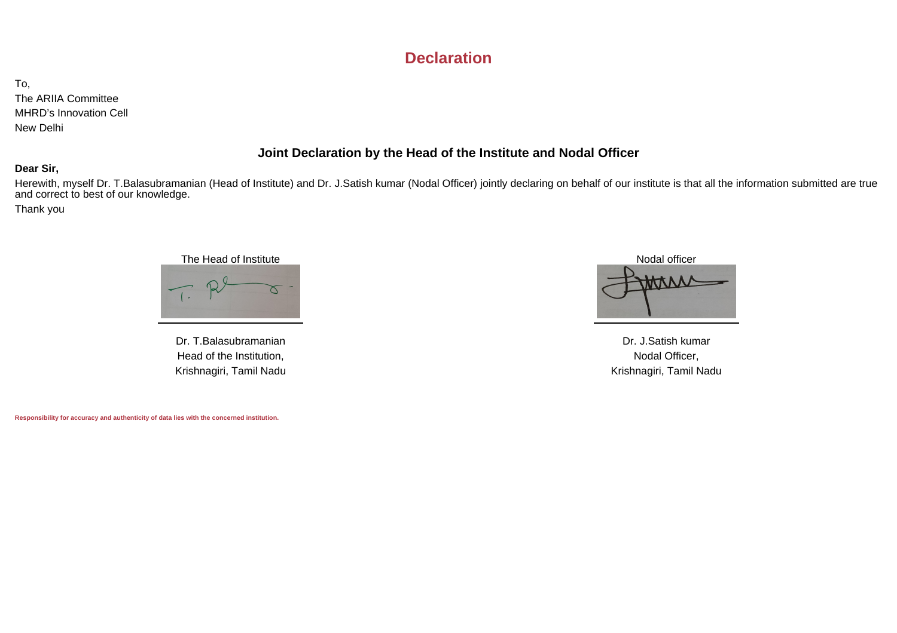# Declaration

To,
The ARIIA Committee
MHRD's Innovation Cell
New Delhi

## Joint Declaration by the Head of the Institute and Nodal Officer

**Dear Sir,**

Herewith, myself Dr. T.Balasubramanian (Head of Institute) and Dr. J.Satish kumar (Nodal Officer) jointly declaring on behalf of our institute is that all the information submitted are true and correct to best of our knowledge.

Thank you

The Head of Institute

Dr. T.Balasubramanian
Head of the Institution,
Krishnagiri, Tamil Nadu

Nodal officer

Dr. J.Satish kumar
Nodal Officer,
Krishnagiri, Tamil Nadu

**Responsibility for accuracy and authenticity of data lies with the concerned institution.**